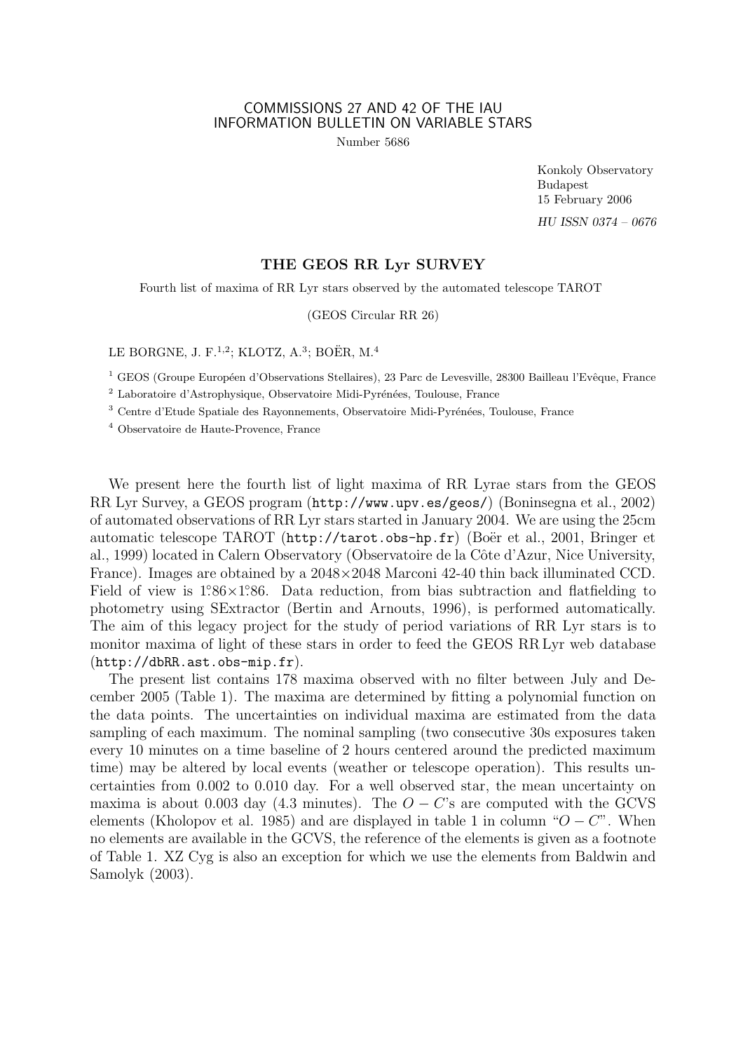COMMISSIONS 27 AND 42 OF THE IAU
INFORMATION BULLETIN ON VARIABLE STARS

Number 5686

Konkoly Observatory
Budapest
15 February 2006

*HU ISSN 0374 – 0676*

## THE GEOS RR Lyr SURVEY

Fourth list of maxima of RR Lyr stars observed by the automated telescope TAROT

(GEOS Circular RR 26)

LE BORGNE, J. F.[1,2]; KLOTZ, A.[3]; BOËR, M.[4]

[1] GEOS (Groupe Européen d'Observations Stellaires), 23 Parc de Levesville, 28300 Bailleau l'Evêque, France

[2] Laboratoire d'Astrophysique, Observatoire Midi-Pyrénées, Toulouse, France

[3] Centre d'Etude Spatiale des Rayonnements, Observatoire Midi-Pyrénées, Toulouse, France

[4] Observatoire de Haute-Provence, France

We present here the fourth list of light maxima of RR Lyrae stars from the GEOS RR Lyr Survey, a GEOS program (`http://www.upv.es/geos/`) (Boninsegna et al., 2002) of automated observations of RR Lyr stars started in January 2004. We are using the 25cm automatic telescope TAROT (`http://tarot.obs-hp.fr`) (Boër et al., 2001, Bringer et al., 1999) located in Calern Observatory (Observatoire de la Côte d'Azur, Nice University, France). Images are obtained by a 2048×2048 Marconi 42-40 thin back illuminated CCD. Field of view is $1.^{\circ}86 \times 1.^{\circ}86$. Data reduction, from bias subtraction and flatfielding to photometry using SExtractor (Bertin and Arnouts, 1996), is performed automatically. The aim of this legacy project for the study of period variations of RR Lyr stars is to monitor maxima of light of these stars in order to feed the GEOS RR Lyr web database (`http://dbRR.ast.obs-mip.fr`).

The present list contains 178 maxima observed with no filter between July and December 2005 (Table 1). The maxima are determined by fitting a polynomial function on the data points. The uncertainties on individual maxima are estimated from the data sampling of each maximum. The nominal sampling (two consecutive 30s exposures taken every 10 minutes on a time baseline of 2 hours centered around the predicted maximum time) may be altered by local events (weather or telescope operation). This results uncertainties from 0.002 to 0.010 day. For a well observed star, the mean uncertainty on maxima is about 0.003 day (4.3 minutes). The $O-C$'s are computed with the GCVS elements (Kholopov et al. 1985) and are displayed in table 1 in column "$O-C$". When no elements are available in the GCVS, the reference of the elements is given as a footnote of Table 1. XZ Cyg is also an exception for which we use the elements from Baldwin and Samolyk (2003).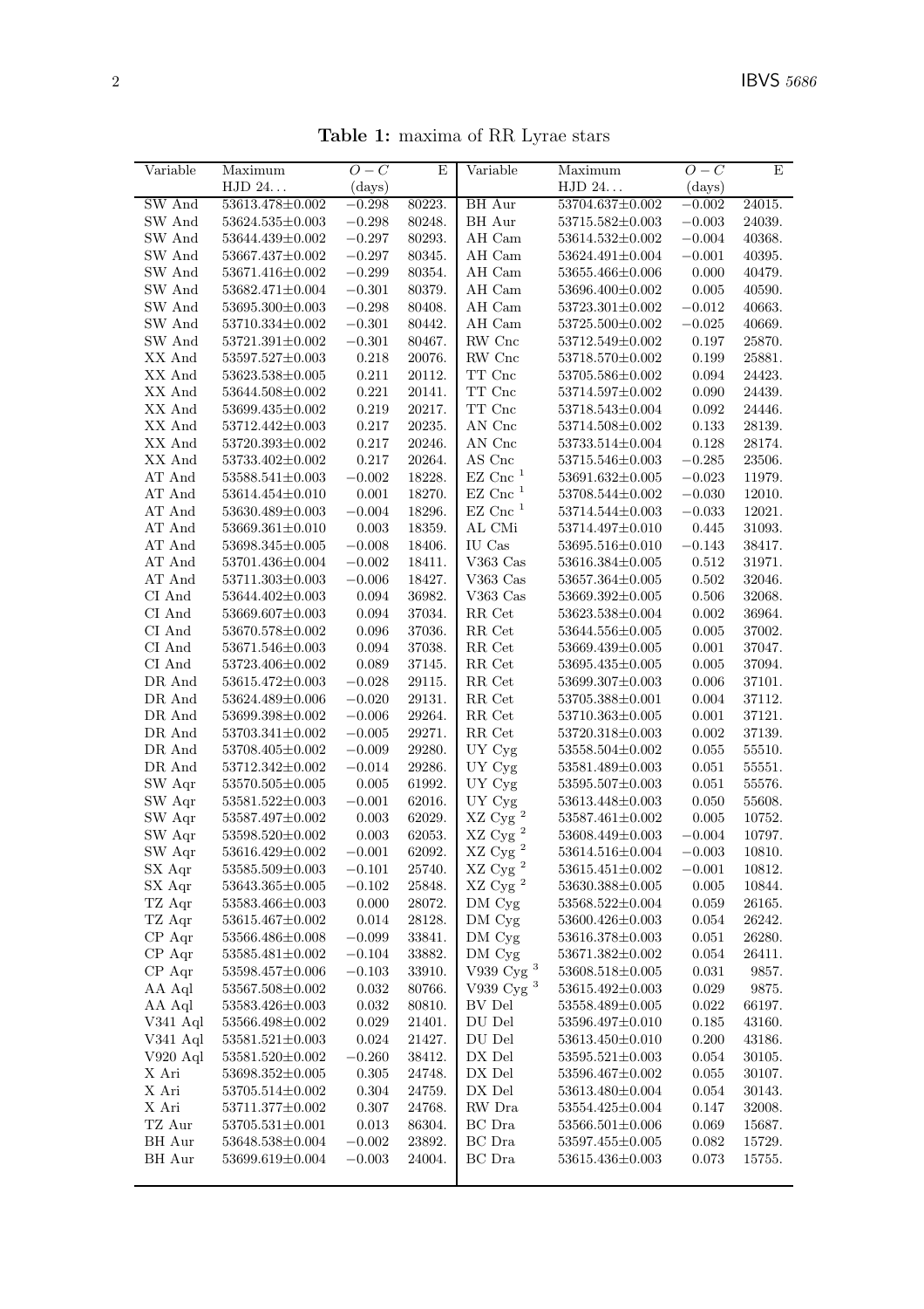**Table 1:** maxima of RR Lyrae stars

| Variable | Maximum HJD 24... | $O-C$ (days) | E | Variable | Maximum HJD 24... | $O-C$ (days) | E |
|---|---|---|---|---|---|---|---|
| SW And | 53613.478±0.002 | −0.298 | 80223. | BH Aur | 53704.637±0.002 | −0.002 | 24015. |
| SW And | 53624.535±0.003 | −0.298 | 80248. | BH Aur | 53715.582±0.003 | −0.003 | 24039. |
| SW And | 53644.439±0.002 | −0.297 | 80293. | AH Cam | 53614.532±0.002 | −0.004 | 40368. |
| SW And | 53667.437±0.002 | −0.297 | 80345. | AH Cam | 53624.491±0.004 | −0.001 | 40395. |
| SW And | 53671.416±0.002 | −0.299 | 80354. | AH Cam | 53655.466±0.006 | 0.000 | 40479. |
| SW And | 53682.471±0.004 | −0.301 | 80379. | AH Cam | 53696.400±0.002 | 0.005 | 40590. |
| SW And | 53695.300±0.003 | −0.298 | 80408. | AH Cam | 53723.301±0.002 | −0.012 | 40663. |
| SW And | 53710.334±0.002 | −0.301 | 80442. | AH Cam | 53725.500±0.002 | −0.025 | 40669. |
| SW And | 53721.391±0.002 | −0.301 | 80467. | RW Cnc | 53712.549±0.002 | 0.197 | 25870. |
| XX And | 53597.527±0.003 | 0.218 | 20076. | RW Cnc | 53718.570±0.002 | 0.199 | 25881. |
| XX And | 53623.538±0.005 | 0.211 | 20112. | TT Cnc | 53705.586±0.002 | 0.094 | 24423. |
| XX And | 53644.508±0.002 | 0.221 | 20141. | TT Cnc | 53714.597±0.002 | 0.090 | 24439. |
| XX And | 53699.435±0.002 | 0.219 | 20217. | TT Cnc | 53718.543±0.004 | 0.092 | 24446. |
| XX And | 53712.442±0.003 | 0.217 | 20235. | AN Cnc | 53714.508±0.002 | 0.133 | 28139. |
| XX And | 53720.393±0.002 | 0.217 | 20246. | AN Cnc | 53733.514±0.004 | 0.128 | 28174. |
| XX And | 53733.402±0.002 | 0.217 | 20264. | AS Cnc | 53715.546±0.003 | −0.285 | 23506. |
| AT And | 53588.541±0.003 | −0.002 | 18228. | EZ Cnc [1] | 53691.632±0.005 | −0.023 | 11979. |
| AT And | 53614.454±0.010 | 0.001 | 18270. | EZ Cnc [1] | 53708.544±0.002 | −0.030 | 12010. |
| AT And | 53630.489±0.003 | −0.004 | 18296. | EZ Cnc [1] | 53714.544±0.003 | −0.033 | 12021. |
| AT And | 53669.361±0.010 | 0.003 | 18359. | AL CMi | 53714.497±0.010 | 0.445 | 31093. |
| AT And | 53698.345±0.005 | −0.008 | 18406. | IU Cas | 53695.516±0.010 | −0.143 | 38417. |
| AT And | 53701.436±0.004 | −0.002 | 18411. | V363 Cas | 53616.384±0.005 | 0.512 | 31971. |
| AT And | 53711.303±0.003 | −0.006 | 18427. | V363 Cas | 53657.364±0.005 | 0.502 | 32046. |
| CI And | 53644.402±0.003 | 0.094 | 36982. | V363 Cas | 53669.392±0.005 | 0.506 | 32068. |
| CI And | 53669.607±0.003 | 0.094 | 37034. | RR Cet | 53623.538±0.004 | 0.002 | 36964. |
| CI And | 53670.578±0.002 | 0.096 | 37036. | RR Cet | 53644.556±0.005 | 0.005 | 37002. |
| CI And | 53671.546±0.003 | 0.094 | 37038. | RR Cet | 53669.439±0.005 | 0.001 | 37047. |
| CI And | 53723.406±0.002 | 0.089 | 37145. | RR Cet | 53695.435±0.005 | 0.005 | 37094. |
| DR And | 53615.472±0.003 | −0.028 | 29115. | RR Cet | 53699.307±0.003 | 0.006 | 37101. |
| DR And | 53624.489±0.006 | −0.020 | 29131. | RR Cet | 53705.388±0.001 | 0.004 | 37112. |
| DR And | 53699.398±0.002 | −0.006 | 29264. | RR Cet | 53710.363±0.005 | 0.001 | 37121. |
| DR And | 53703.341±0.002 | −0.005 | 29271. | RR Cet | 53720.318±0.003 | 0.002 | 37139. |
| DR And | 53708.405±0.002 | −0.009 | 29280. | UY Cyg | 53558.504±0.002 | 0.055 | 55510. |
| DR And | 53712.342±0.002 | −0.014 | 29286. | UY Cyg | 53581.489±0.003 | 0.051 | 55551. |
| SW Aqr | 53570.505±0.005 | 0.005 | 61992. | UY Cyg | 53595.507±0.003 | 0.051 | 55576. |
| SW Aqr | 53581.522±0.003 | −0.001 | 62016. | UY Cyg | 53613.448±0.003 | 0.050 | 55608. |
| SW Aqr | 53587.497±0.002 | 0.003 | 62029. | XZ Cyg [2] | 53587.461±0.002 | 0.005 | 10752. |
| SW Aqr | 53598.520±0.002 | 0.003 | 62053. | XZ Cyg [2] | 53608.449±0.003 | −0.004 | 10797. |
| SW Aqr | 53616.429±0.002 | −0.001 | 62092. | XZ Cyg [2] | 53614.516±0.004 | −0.003 | 10810. |
| SX Aqr | 53585.509±0.003 | −0.101 | 25740. | XZ Cyg [2] | 53615.451±0.002 | −0.001 | 10812. |
| SX Aqr | 53643.365±0.005 | −0.102 | 25848. | XZ Cyg [2] | 53630.388±0.005 | 0.005 | 10844. |
| TZ Aqr | 53583.466±0.003 | 0.000 | 28072. | DM Cyg | 53568.522±0.004 | 0.059 | 26165. |
| TZ Aqr | 53615.467±0.002 | 0.014 | 28128. | DM Cyg | 53600.426±0.003 | 0.054 | 26242. |
| CP Aqr | 53566.486±0.008 | −0.099 | 33841. | DM Cyg | 53616.378±0.003 | 0.051 | 26280. |
| CP Aqr | 53585.481±0.002 | −0.104 | 33882. | DM Cyg | 53671.382±0.003 | 0.054 | 26411. |
| CP Aqr | 53598.457±0.006 | −0.103 | 33910. | V939 Cyg [3] | 53608.518±0.005 | 0.031 | 9857. |
| AA Aql | 53567.508±0.002 | 0.032 | 80766. | V939 Cyg [3] | 53615.492±0.003 | 0.029 | 9875. |
| AA Aql | 53583.426±0.003 | 0.032 | 80810. | BV Del | 53558.489±0.005 | 0.022 | 66197. |
| V341 Aql | 53566.498±0.002 | 0.029 | 21401. | DU Del | 53596.497±0.010 | 0.185 | 43160. |
| V341 Aql | 53581.521±0.003 | 0.024 | 21427. | DU Del | 53613.450±0.010 | 0.200 | 43186. |
| V920 Aql | 53581.520±0.002 | −0.260 | 38412. | DX Del | 53595.521±0.003 | 0.054 | 30105. |
| X Ari | 53698.352±0.005 | 0.305 | 24748. | DX Del | 53596.467±0.002 | 0.055 | 30107. |
| X Ari | 53705.514±0.002 | 0.304 | 24759. | DX Del | 53613.480±0.004 | 0.054 | 30143. |
| X Ari | 53711.377±0.002 | 0.307 | 24768. | RW Dra | 53554.425±0.004 | 0.147 | 32008. |
| TZ Aur | 53705.531±0.001 | 0.013 | 86304. | BC Dra | 53566.501±0.006 | 0.069 | 15687. |
| BH Aur | 53648.538±0.004 | −0.002 | 23892. | BC Dra | 53597.455±0.005 | 0.082 | 15729. |
| BH Aur | 53699.619±0.004 | −0.003 | 24004. | BC Dra | 53615.436±0.003 | 0.073 | 15755. |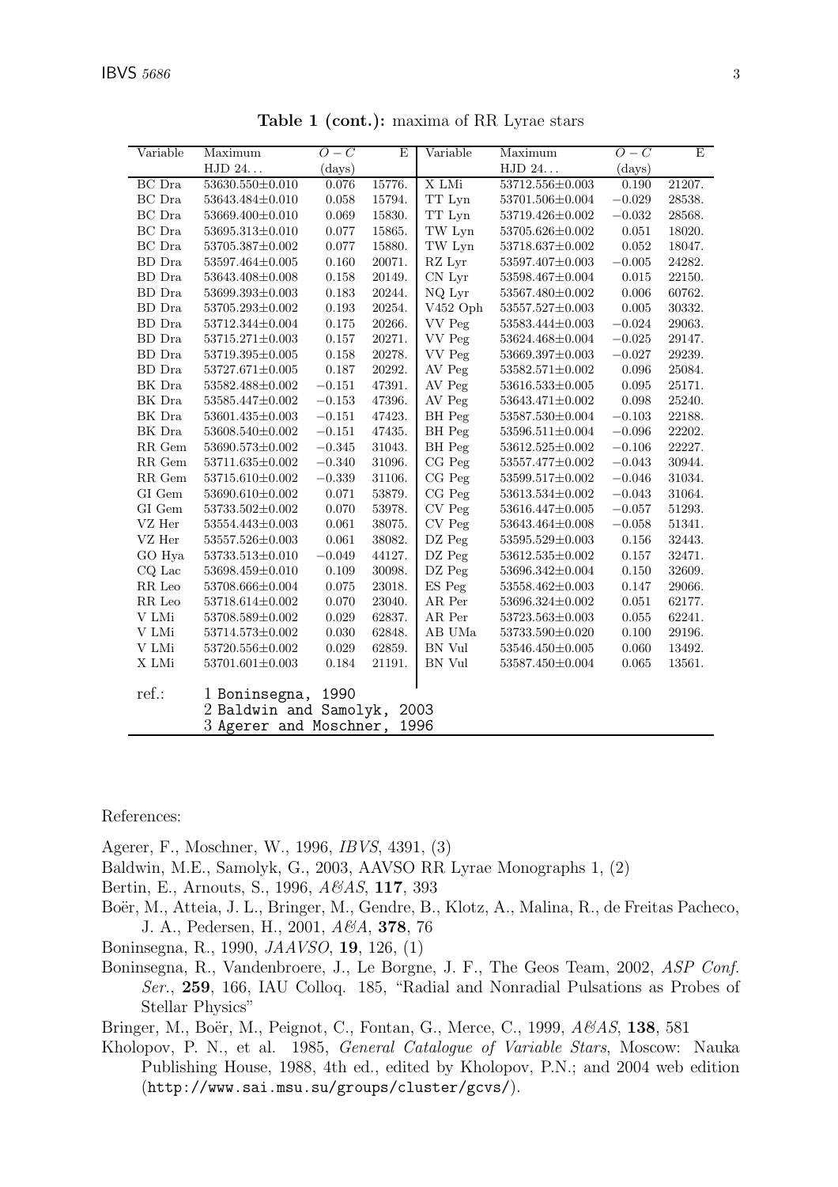**Table 1 (cont.):** maxima of RR Lyrae stars

| Variable | Maximum HJD 24... | $O-C$ (days) | E | Variable | Maximum HJD 24... | $O-C$ (days) | E |
|---|---|---|---|---|---|---|---|
| BC Dra | 53630.550±0.010 | 0.076 | 15776. | X LMi | 53712.556±0.003 | 0.190 | 21207. |
| BC Dra | 53643.484±0.010 | 0.058 | 15794. | TT Lyn | 53701.506±0.004 | −0.029 | 28538. |
| BC Dra | 53669.400±0.010 | 0.069 | 15830. | TT Lyn | 53719.426±0.002 | −0.032 | 28568. |
| BC Dra | 53695.313±0.010 | 0.077 | 15865. | TW Lyn | 53705.626±0.002 | 0.051 | 18020. |
| BC Dra | 53705.387±0.002 | 0.077 | 15880. | TW Lyn | 53718.637±0.002 | 0.052 | 18047. |
| BD Dra | 53597.464±0.005 | 0.160 | 20071. | RZ Lyr | 53597.407±0.003 | −0.005 | 24282. |
| BD Dra | 53643.408±0.008 | 0.158 | 20149. | CN Lyr | 53598.467±0.004 | 0.015 | 22150. |
| BD Dra | 53699.393±0.003 | 0.183 | 20244. | NQ Lyr | 53567.480±0.002 | 0.006 | 60762. |
| BD Dra | 53705.293±0.002 | 0.193 | 20254. | V452 Oph | 53557.527±0.003 | 0.005 | 30332. |
| BD Dra | 53712.344±0.004 | 0.175 | 20266. | VV Peg | 53583.444±0.003 | −0.024 | 29063. |
| BD Dra | 53715.271±0.003 | 0.157 | 20271. | VV Peg | 53624.468±0.004 | −0.025 | 29147. |
| BD Dra | 53719.395±0.005 | 0.158 | 20278. | VV Peg | 53669.397±0.003 | −0.027 | 29239. |
| BD Dra | 53727.671±0.005 | 0.187 | 20292. | AV Peg | 53582.571±0.002 | 0.096 | 25084. |
| BK Dra | 53582.488±0.002 | −0.151 | 47391. | AV Peg | 53616.533±0.005 | 0.095 | 25171. |
| BK Dra | 53585.447±0.002 | −0.153 | 47396. | AV Peg | 53643.471±0.002 | 0.098 | 25240. |
| BK Dra | 53601.435±0.003 | −0.151 | 47423. | BH Peg | 53587.530±0.004 | −0.103 | 22188. |
| BK Dra | 53608.540±0.002 | −0.151 | 47435. | BH Peg | 53596.511±0.004 | −0.096 | 22202. |
| RR Gem | 53690.573±0.002 | −0.345 | 31043. | BH Peg | 53612.525±0.002 | −0.106 | 22227. |
| RR Gem | 53711.635±0.002 | −0.340 | 31096. | CG Peg | 53557.477±0.002 | −0.043 | 30944. |
| RR Gem | 53715.610±0.002 | −0.339 | 31106. | CG Peg | 53599.517±0.002 | −0.046 | 31034. |
| GI Gem | 53690.610±0.002 | 0.071 | 53879. | CG Peg | 53613.534±0.002 | −0.043 | 31064. |
| GI Gem | 53733.502±0.002 | 0.070 | 53978. | CV Peg | 53616.447±0.005 | −0.057 | 51293. |
| VZ Her | 53554.443±0.003 | 0.061 | 38075. | CV Peg | 53643.464±0.008 | −0.058 | 51341. |
| VZ Her | 53557.526±0.003 | 0.061 | 38082. | DZ Peg | 53595.529±0.003 | 0.156 | 32443. |
| GO Hya | 53733.513±0.010 | −0.049 | 44127. | DZ Peg | 53612.535±0.002 | 0.157 | 32471. |
| CQ Lac | 53698.459±0.010 | 0.109 | 30098. | DZ Peg | 53696.342±0.004 | 0.150 | 32609. |
| RR Leo | 53708.666±0.004 | 0.075 | 23018. | ES Peg | 53558.462±0.003 | 0.147 | 29066. |
| RR Leo | 53718.614±0.002 | 0.070 | 23040. | AR Per | 53696.324±0.002 | 0.051 | 62177. |
| V LMi | 53708.589±0.002 | 0.029 | 62837. | AR Per | 53723.563±0.003 | 0.055 | 62241. |
| V LMi | 53714.573±0.002 | 0.030 | 62848. | AB UMa | 53733.590±0.020 | 0.100 | 29196. |
| V LMi | 53720.556±0.002 | 0.029 | 62859. | BN Vul | 53546.450±0.005 | 0.060 | 13492. |
| X LMi | 53701.601±0.003 | 0.184 | 21191. | BN Vul | 53587.450±0.004 | 0.065 | 13561. |

ref.: 1 Boninsegna, 1990
2 Baldwin and Samolyk, 2003
3 Agerer and Moschner, 1996

References:

Agerer, F., Moschner, W., 1996, *IBVS*, 4391, (3)

Baldwin, M.E., Samolyk, G., 2003, AAVSO RR Lyrae Monographs 1, (2)

Bertin, E., Arnouts, S., 1996, *A&AS*, **117**, 393

Boër, M., Atteia, J. L., Bringer, M., Gendre, B., Klotz, A., Malina, R., de Freitas Pacheco, J. A., Pedersen, H., 2001, *A&A*, **378**, 76

Boninsegna, R., 1990, *JAAVSO*, **19**, 126, (1)

Boninsegna, R., Vandenbroere, J., Le Borgne, J. F., The Geos Team, 2002, *ASP Conf. Ser.*, **259**, 166, IAU Colloq. 185, "Radial and Nonradial Pulsations as Probes of Stellar Physics"

Bringer, M., Boër, M., Peignot, C., Fontan, G., Merce, C., 1999, *A&AS*, **138**, 581

Kholopov, P. N., et al. 1985, *General Catalogue of Variable Stars*, Moscow: Nauka Publishing House, 1988, 4th ed., edited by Kholopov, P.N.; and 2004 web edition (http://www.sai.msu.su/groups/cluster/gcvs/).